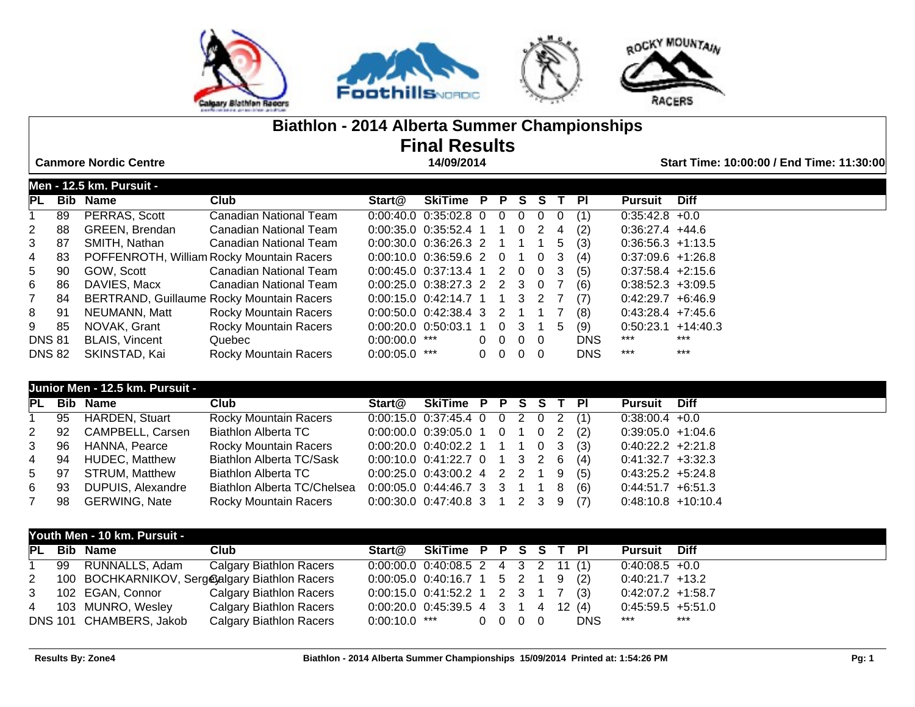# Biathlon - 2014 Alberta Summer Championships

## Final Results

**Canmore Nordic Centre** | **14/09/2014** | **Start Time: 10:00:00 / End Time: 11:30:00**

### Men - 12.5 km. Pursuit -

| PL | Bib | Name | Club | Start@ | SkiTime | P | P | S | S | T | Pl | Pursuit | Diff |
|---|---|---|---|---|---|---|---|---|---|---|---|---|---|
| 1 | 89 | PERRAS, Scott | Canadian National Team | 0:00:40.0 | 0:35:02.8 | 0 | 0 | 0 | 0 | 0 | (1) | 0:35:42.8 | +0.0 |
| 2 | 88 | GREEN, Brendan | Canadian National Team | 0:00:35.0 | 0:35:52.4 | 1 | 1 | 0 | 2 | 4 | (2) | 0:36:27.4 | +44.6 |
| 3 | 87 | SMITH, Nathan | Canadian National Team | 0:00:30.0 | 0:36:26.3 | 2 | 1 | 1 | 1 | 5 | (3) | 0:36:56.3 | +1:13.5 |
| 4 | 83 | POFFENROTH, William | Rocky Mountain Racers | 0:00:10.0 | 0:36:59.6 | 2 | 0 | 1 | 0 | 3 | (4) | 0:37:09.6 | +1:26.8 |
| 5 | 90 | GOW, Scott | Canadian National Team | 0:00:45.0 | 0:37:13.4 | 1 | 2 | 0 | 0 | 3 | (5) | 0:37:58.4 | +2:15.6 |
| 6 | 86 | DAVIES, Macx | Canadian National Team | 0:00:25.0 | 0:38:27.3 | 2 | 2 | 3 | 0 | 7 | (6) | 0:38:52.3 | +3:09.5 |
| 7 | 84 | BERTRAND, Guillaume | Rocky Mountain Racers | 0:00:15.0 | 0:42:14.7 | 1 | 1 | 3 | 2 | 7 | (7) | 0:42:29.7 | +6:46.9 |
| 8 | 91 | NEUMANN, Matt | Rocky Mountain Racers | 0:00:50.0 | 0:42:38.4 | 3 | 2 | 1 | 1 | 7 | (8) | 0:43:28.4 | +7:45.6 |
| 9 | 85 | NOVAK, Grant | Rocky Mountain Racers | 0:00:20.0 | 0:50:03.1 | 1 | 0 | 3 | 1 | 5 | (9) | 0:50:23.1 | +14:40.3 |
| DNS | 81 | BLAIS, Vincent | Quebec | 0:00:00.0 | *** | 0 | 0 | 0 | 0 | | DNS | *** | *** |
| DNS | 82 | SKINSTAD, Kai | Rocky Mountain Racers | 0:00:05.0 | *** | 0 | 0 | 0 | 0 | | DNS | *** | *** |

### Junior Men - 12.5 km. Pursuit -

| PL | Bib | Name | Club | Start@ | SkiTime | P | P | S | S | T | Pl | Pursuit | Diff |
|---|---|---|---|---|---|---|---|---|---|---|---|---|---|
| 1 | 95 | HARDEN, Stuart | Rocky Mountain Racers | 0:00:15.0 | 0:37:45.4 | 0 | 0 | 2 | 0 | 2 | (1) | 0:38:00.4 | +0.0 |
| 2 | 92 | CAMPBELL, Carsen | Biathlon Alberta TC | 0:00:00.0 | 0:39:05.0 | 1 | 0 | 1 | 0 | 2 | (2) | 0:39:05.0 | +1:04.6 |
| 3 | 96 | HANNA, Pearce | Rocky Mountain Racers | 0:00:20.0 | 0:40:02.2 | 1 | 1 | 1 | 0 | 3 | (3) | 0:40:22.2 | +2:21.8 |
| 4 | 94 | HUDEC, Matthew | Biathlon Alberta TC/Sask | 0:00:10.0 | 0:41:22.7 | 0 | 1 | 3 | 2 | 6 | (4) | 0:41:32.7 | +3:32.3 |
| 5 | 97 | STRUM, Matthew | Biathlon Alberta TC | 0:00:25.0 | 0:43:00.2 | 4 | 2 | 2 | 1 | 9 | (5) | 0:43:25.2 | +5:24.8 |
| 6 | 93 | DUPUIS, Alexandre | Biathlon Alberta TC/Chelsea | 0:00:05.0 | 0:44:46.7 | 3 | 3 | 1 | 1 | 8 | (6) | 0:44:51.7 | +6:51.3 |
| 7 | 98 | GERWING, Nate | Rocky Mountain Racers | 0:00:30.0 | 0:47:40.8 | 3 | 1 | 2 | 3 | 9 | (7) | 0:48:10.8 | +10:10.4 |

### Youth Men - 10 km. Pursuit -

| PL | Bib | Name | Club | Start@ | SkiTime | P | P | S | S | T | Pl | Pursuit | Diff |
|---|---|---|---|---|---|---|---|---|---|---|---|---|---|
| 1 | 99 | RUNNALLS, Adam | Calgary Biathlon Racers | 0:00:00.0 | 0:40:08.5 | 2 | 4 | 3 | 2 | 11 | (1) | 0:40:08.5 | +0.0 |
| 2 | 100 | BOCHKARNIKOV, Sergey | Calgary Biathlon Racers | 0:00:05.0 | 0:40:16.7 | 1 | 5 | 2 | 1 | 9 | (2) | 0:40:21.7 | +13.2 |
| 3 | 102 | EGAN, Connor | Calgary Biathlon Racers | 0:00:15.0 | 0:41:52.2 | 1 | 2 | 3 | 1 | 7 | (3) | 0:42:07.2 | +1:58.7 |
| 4 | 103 | MUNRO, Wesley | Calgary Biathlon Racers | 0:00:20.0 | 0:45:39.5 | 4 | 3 | 1 | 4 | 12 | (4) | 0:45:59.5 | +5:51.0 |
| DNS | 101 | CHAMBERS, Jakob | Calgary Biathlon Racers | 0:00:10.0 | *** | 0 | 0 | 0 | 0 | | DNS | *** | *** |

**Results By: Zone4** | **Biathlon - 2014 Alberta Summer Championships 15/09/2014 Printed at: 1:54:26 PM**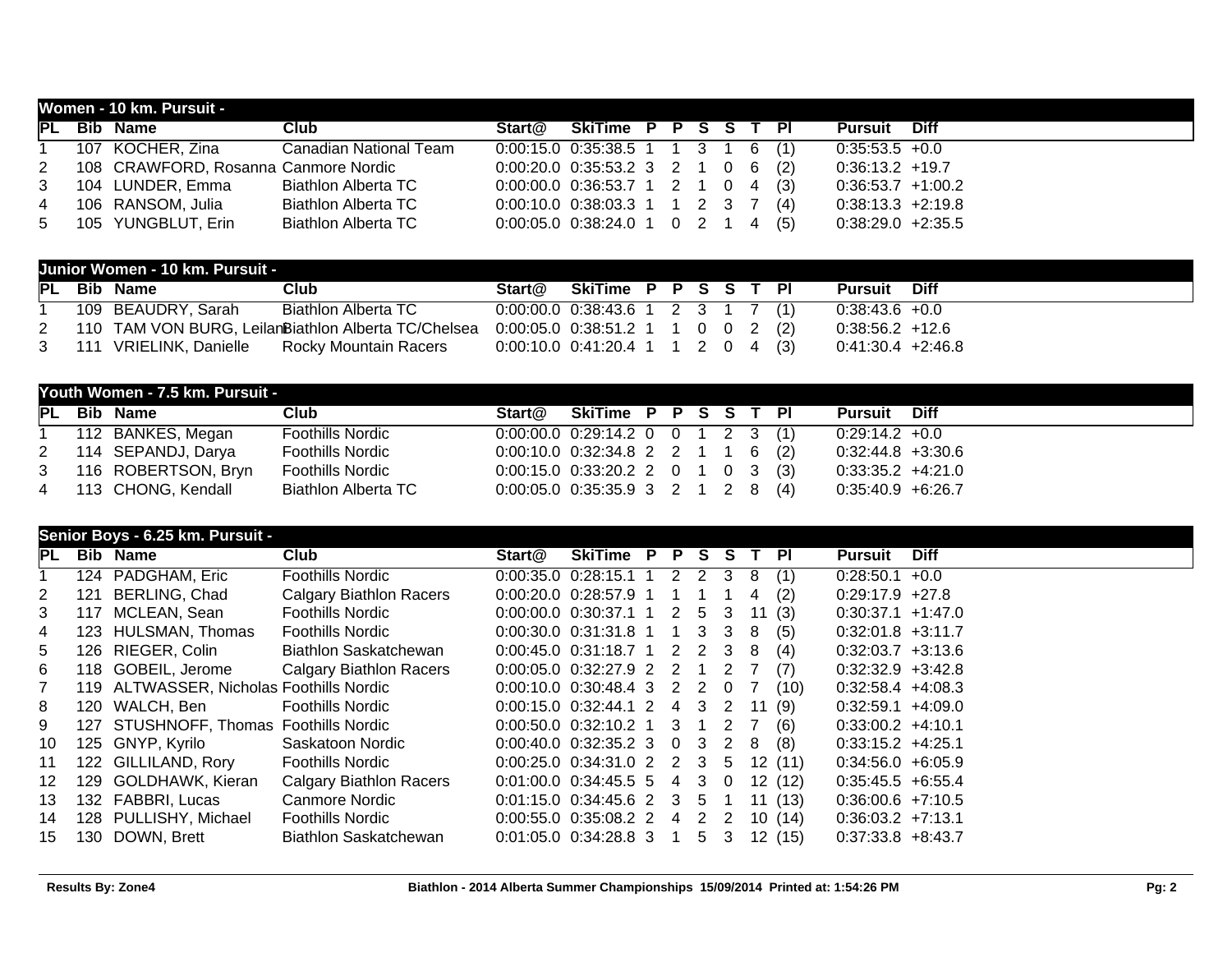## Women - 10 km. Pursuit -

| PL | Bib | Name | Club | Start@ | SkiTime | P | P | S | S | T | Pl | Pursuit | Diff |
|---|---|---|---|---|---|---|---|---|---|---|---|---|---|
| 1 | 107 | KOCHER, Zina | Canadian National Team | 0:00:15.0 | 0:35:38.5 | 1 | 1 | 3 | 1 | 6 | (1) | 0:35:53.5 | +0.0 |
| 2 | 108 | CRAWFORD, Rosanna | Canmore Nordic | 0:00:20.0 | 0:35:53.2 | 3 | 2 | 1 | 0 | 6 | (2) | 0:36:13.2 | +19.7 |
| 3 | 104 | LUNDER, Emma | Biathlon Alberta TC | 0:00:00.0 | 0:36:53.7 | 1 | 2 | 1 | 0 | 4 | (3) | 0:36:53.7 | +1:00.2 |
| 4 | 106 | RANSOM, Julia | Biathlon Alberta TC | 0:00:10.0 | 0:38:03.3 | 1 | 1 | 2 | 3 | 7 | (4) | 0:38:13.3 | +2:19.8 |
| 5 | 105 | YUNGBLUT, Erin | Biathlon Alberta TC | 0:00:05.0 | 0:38:24.0 | 1 | 0 | 2 | 1 | 4 | (5) | 0:38:29.0 | +2:35.5 |

## Junior Women - 10 km. Pursuit -

| PL | Bib | Name | Club | Start@ | SkiTime | P | P | S | S | T | Pl | Pursuit | Diff |
|---|---|---|---|---|---|---|---|---|---|---|---|---|---|
| 1 | 109 | BEAUDRY, Sarah | Biathlon Alberta TC | 0:00:00.0 | 0:38:43.6 | 1 | 2 | 3 | 1 | 7 | (1) | 0:38:43.6 | +0.0 |
| 2 | 110 | TAM VON BURG, Leilani | Biathlon Alberta TC/Chelsea | 0:00:05.0 | 0:38:51.2 | 1 | 1 | 0 | 0 | 2 | (2) | 0:38:56.2 | +12.6 |
| 3 | 111 | VRIELINK, Danielle | Rocky Mountain Racers | 0:00:10.0 | 0:41:20.4 | 1 | 1 | 2 | 0 | 4 | (3) | 0:41:30.4 | +2:46.8 |

## Youth Women - 7.5 km. Pursuit -

| PL | Bib | Name | Club | Start@ | SkiTime | P | P | S | S | T | Pl | Pursuit | Diff |
|---|---|---|---|---|---|---|---|---|---|---|---|---|---|
| 1 | 112 | BANKES, Megan | Foothills Nordic | 0:00:00.0 | 0:29:14.2 | 0 | 0 | 1 | 2 | 3 | (1) | 0:29:14.2 | +0.0 |
| 2 | 114 | SEPANDJ, Darya | Foothills Nordic | 0:00:10.0 | 0:32:34.8 | 2 | 2 | 1 | 1 | 6 | (2) | 0:32:44.8 | +3:30.6 |
| 3 | 116 | ROBERTSON, Bryn | Foothills Nordic | 0:00:15.0 | 0:33:20.2 | 2 | 0 | 1 | 0 | 3 | (3) | 0:33:35.2 | +4:21.0 |
| 4 | 113 | CHONG, Kendall | Biathlon Alberta TC | 0:00:05.0 | 0:35:35.9 | 3 | 2 | 1 | 2 | 8 | (4) | 0:35:40.9 | +6:26.7 |

## Senior Boys - 6.25 km. Pursuit -

| PL | Bib | Name | Club | Start@ | SkiTime | P | P | S | S | T | Pl | Pursuit | Diff |
|---|---|---|---|---|---|---|---|---|---|---|---|---|---|
| 1 | 124 | PADGHAM, Eric | Foothills Nordic | 0:00:35.0 | 0:28:15.1 | 1 | 2 | 2 | 3 | 8 | (1) | 0:28:50.1 | +0.0 |
| 2 | 121 | BERLING, Chad | Calgary Biathlon Racers | 0:00:20.0 | 0:28:57.9 | 1 | 1 | 1 | 1 | 4 | (2) | 0:29:17.9 | +27.8 |
| 3 | 117 | MCLEAN, Sean | Foothills Nordic | 0:00:00.0 | 0:30:37.1 | 1 | 2 | 5 | 3 | 11 | (3) | 0:30:37.1 | +1:47.0 |
| 4 | 123 | HULSMAN, Thomas | Foothills Nordic | 0:00:30.0 | 0:31:31.8 | 1 | 1 | 3 | 3 | 8 | (5) | 0:32:01.8 | +3:11.7 |
| 5 | 126 | RIEGER, Colin | Biathlon Saskatchewan | 0:00:45.0 | 0:31:18.7 | 1 | 2 | 2 | 3 | 8 | (4) | 0:32:03.7 | +3:13.6 |
| 6 | 118 | GOBEIL, Jerome | Calgary Biathlon Racers | 0:00:05.0 | 0:32:27.9 | 2 | 2 | 1 | 2 | 7 | (7) | 0:32:32.9 | +3:42.8 |
| 7 | 119 | ALTWASSER, Nicholas | Foothills Nordic | 0:00:10.0 | 0:30:48.4 | 3 | 2 | 2 | 0 | 7 | (10) | 0:32:58.4 | +4:08.3 |
| 8 | 120 | WALCH, Ben | Foothills Nordic | 0:00:15.0 | 0:32:44.1 | 2 | 4 | 3 | 2 | 11 | (9) | 0:32:59.1 | +4:09.0 |
| 9 | 127 | STUSHNOFF, Thomas | Foothills Nordic | 0:00:50.0 | 0:32:10.2 | 1 | 3 | 1 | 2 | 7 | (6) | 0:33:00.2 | +4:10.1 |
| 10 | 125 | GNYP, Kyrilo | Saskatoon Nordic | 0:00:40.0 | 0:32:35.2 | 3 | 0 | 3 | 2 | 8 | (8) | 0:33:15.2 | +4:25.1 |
| 11 | 122 | GILLILAND, Rory | Foothills Nordic | 0:00:25.0 | 0:34:31.0 | 2 | 2 | 3 | 5 | 12 | (11) | 0:34:56.0 | +6:05.9 |
| 12 | 129 | GOLDHAWK, Kieran | Calgary Biathlon Racers | 0:01:00.0 | 0:34:45.5 | 5 | 4 | 3 | 0 | 12 | (12) | 0:35:45.5 | +6:55.4 |
| 13 | 132 | FABBRI, Lucas | Canmore Nordic | 0:01:15.0 | 0:34:45.6 | 2 | 3 | 5 | 1 | 11 | (13) | 0:36:00.6 | +7:10.5 |
| 14 | 128 | PULLISHY, Michael | Foothills Nordic | 0:00:55.0 | 0:35:08.2 | 2 | 4 | 2 | 2 | 10 | (14) | 0:36:03.2 | +7:13.1 |
| 15 | 130 | DOWN, Brett | Biathlon Saskatchewan | 0:01:05.0 | 0:34:28.8 | 3 | 1 | 5 | 3 | 12 | (15) | 0:37:33.8 | +8:43.7 |

Results By: Zone4 — Biathlon - 2014 Alberta Summer Championships 15/09/2014 Printed at: 1:54:26 PM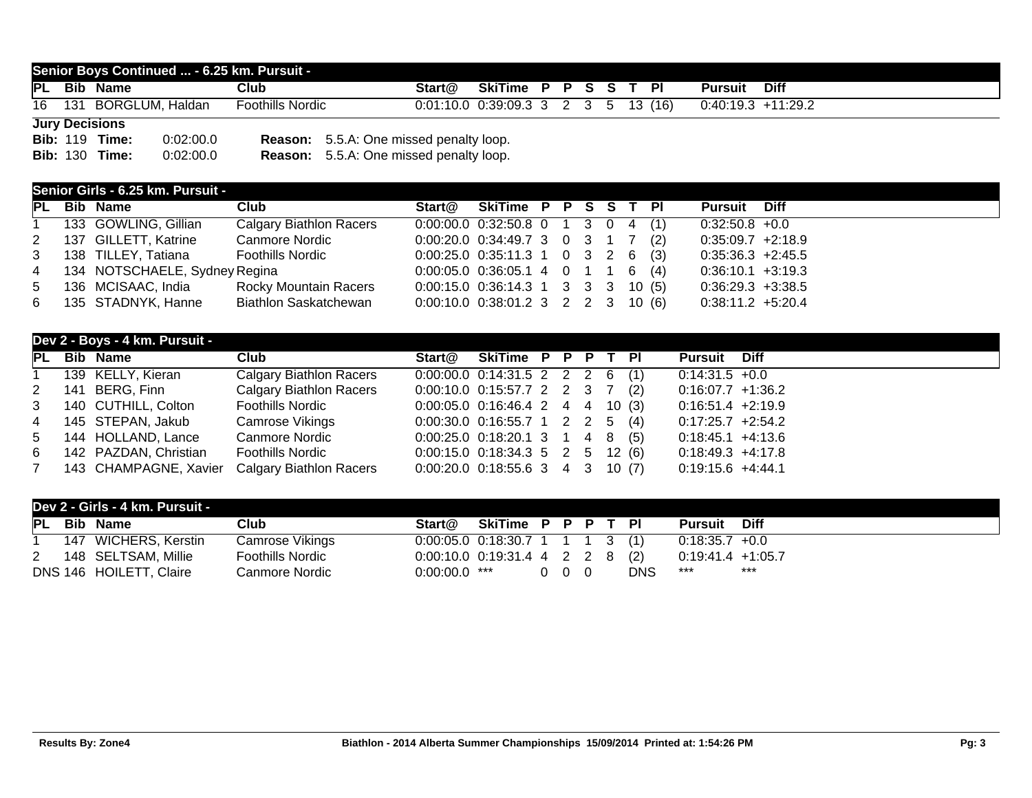## Senior Boys Continued ... - 6.25 km. Pursuit -

| PL | Bib | Name | Club | Start@ | SkiTime | P | P | S | S | T | Pl | Pursuit | Diff |
|---|---|---|---|---|---|---|---|---|---|---|---|---|---|
| 16 | 131 | BORGLUM, Haldan | Foothills Nordic | 0:01:10.0 | 0:39:09.3 | 3 | 2 | 3 | 5 | 13 | (16) | 0:40:19.3 | +11:29.2 |

**Jury Decisions**

**Bib:** 119 **Time:** 0:02:00.0 **Reason:** 5.5.A: One missed penalty loop.

**Bib:** 130 **Time:** 0:02:00.0 **Reason:** 5.5.A: One missed penalty loop.

## Senior Girls - 6.25 km. Pursuit -

| PL | Bib | Name | Club | Start@ | SkiTime | P | P | S | S | T | Pl | Pursuit | Diff |
|---|---|---|---|---|---|---|---|---|---|---|---|---|---|
| 1 | 133 | GOWLING, Gillian | Calgary Biathlon Racers | 0:00:00.0 | 0:32:50.8 | 0 | 1 | 3 | 0 | 4 | (1) | 0:32:50.8 | +0.0 |
| 2 | 137 | GILLETT, Katrine | Canmore Nordic | 0:00:20.0 | 0:34:49.7 | 3 | 0 | 3 | 1 | 7 | (2) | 0:35:09.7 | +2:18.9 |
| 3 | 138 | TILLEY, Tatiana | Foothills Nordic | 0:00:25.0 | 0:35:11.3 | 1 | 0 | 3 | 2 | 6 | (3) | 0:35:36.3 | +2:45.5 |
| 4 | 134 | NOTSCHAELE, Sydney | Regina | 0:00:05.0 | 0:36:05.1 | 4 | 0 | 1 | 1 | 6 | (4) | 0:36:10.1 | +3:19.3 |
| 5 | 136 | MCISAAC, India | Rocky Mountain Racers | 0:00:15.0 | 0:36:14.3 | 1 | 3 | 3 | 3 | 10 | (5) | 0:36:29.3 | +3:38.5 |
| 6 | 135 | STADNYK, Hanne | Biathlon Saskatchewan | 0:00:10.0 | 0:38:01.2 | 3 | 2 | 2 | 3 | 10 | (6) | 0:38:11.2 | +5:20.4 |

## Dev 2 - Boys - 4 km. Pursuit -

| PL | Bib | Name | Club | Start@ | SkiTime | P | P | P | T | Pl | Pursuit | Diff |
|---|---|---|---|---|---|---|---|---|---|---|---|---|
| 1 | 139 | KELLY, Kieran | Calgary Biathlon Racers | 0:00:00.0 | 0:14:31.5 | 2 | 2 | 2 | 6 | (1) | 0:14:31.5 | +0.0 |
| 2 | 141 | BERG, Finn | Calgary Biathlon Racers | 0:00:10.0 | 0:15:57.7 | 2 | 2 | 3 | 7 | (2) | 0:16:07.7 | +1:36.2 |
| 3 | 140 | CUTHILL, Colton | Foothills Nordic | 0:00:05.0 | 0:16:46.4 | 2 | 4 | 4 | 10 | (3) | 0:16:51.4 | +2:19.9 |
| 4 | 145 | STEPAN, Jakub | Camrose Vikings | 0:00:30.0 | 0:16:55.7 | 1 | 2 | 2 | 5 | (4) | 0:17:25.7 | +2:54.2 |
| 5 | 144 | HOLLAND, Lance | Canmore Nordic | 0:00:25.0 | 0:18:20.1 | 3 | 1 | 4 | 8 | (5) | 0:18:45.1 | +4:13.6 |
| 6 | 142 | PAZDAN, Christian | Foothills Nordic | 0:00:15.0 | 0:18:34.3 | 5 | 2 | 5 | 12 | (6) | 0:18:49.3 | +4:17.8 |
| 7 | 143 | CHAMPAGNE, Xavier | Calgary Biathlon Racers | 0:00:20.0 | 0:18:55.6 | 3 | 4 | 3 | 10 | (7) | 0:19:15.6 | +4:44.1 |

## Dev 2 - Girls - 4 km. Pursuit -

| PL | Bib | Name | Club | Start@ | SkiTime | P | P | P | T | Pl | Pursuit | Diff |
|---|---|---|---|---|---|---|---|---|---|---|---|---|
| 1 | 147 | WICHERS, Kerstin | Camrose Vikings | 0:00:05.0 | 0:18:30.7 | 1 | 1 | 1 | 3 | (1) | 0:18:35.7 | +0.0 |
| 2 | 148 | SELTSAM, Millie | Foothills Nordic | 0:00:10.0 | 0:19:31.4 | 4 | 2 | 2 | 8 | (2) | 0:19:41.4 | +1:05.7 |
| DNS | 146 | HOILETT, Claire | Canmore Nordic | 0:00:00.0 | *** | 0 | 0 | 0 | | DNS | *** | *** |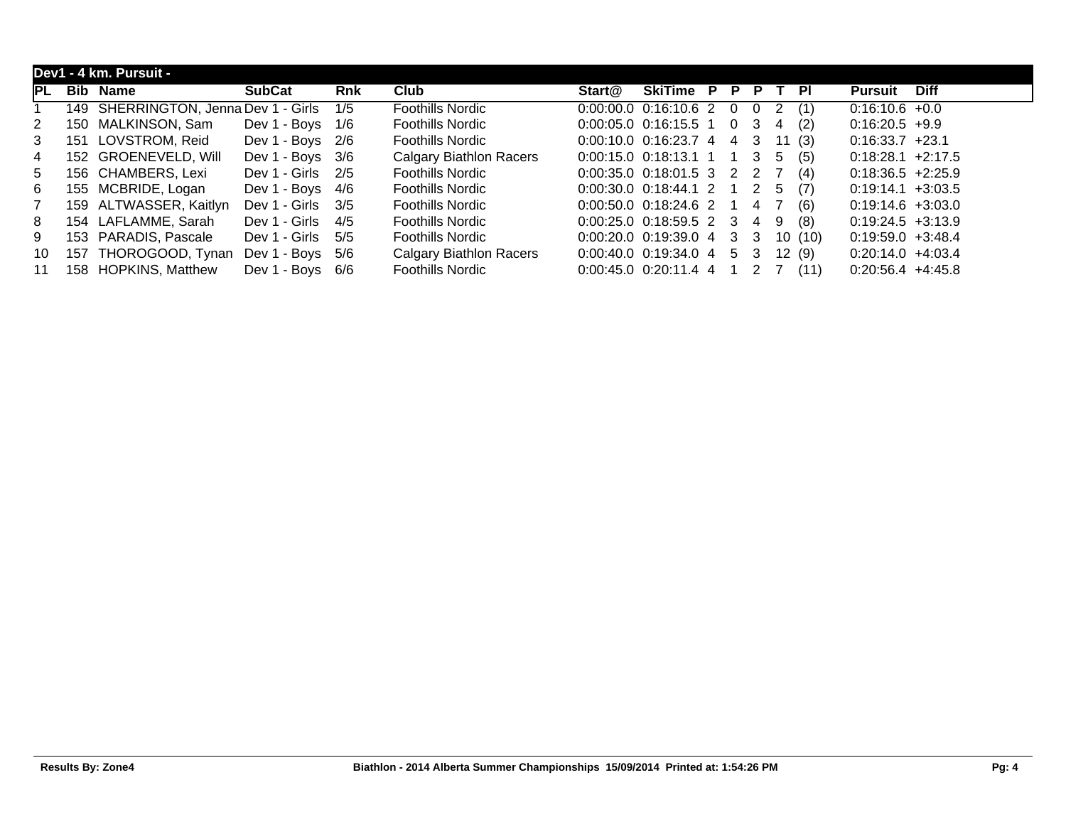## Dev1 - 4 km. Pursuit -

| PL | Bib | Name | SubCat | Rnk | Club | Start@ | SkiTime | P | P | P | T | Pl | Pursuit | Diff |
|---|---|---|---|---|---|---|---|---|---|---|---|---|---|---|
| 1 | 149 | SHERRINGTON, Jenna | Dev 1 - Girls | 1/5 | Foothills Nordic | 0:00:00.0 | 0:16:10.6 | 2 | 0 | 0 | 2 | (1) | 0:16:10.6 | +0.0 |
| 2 | 150 | MALKINSON, Sam | Dev 1 - Boys | 1/6 | Foothills Nordic | 0:00:05.0 | 0:16:15.5 | 1 | 0 | 3 | 4 | (2) | 0:16:20.5 | +9.9 |
| 3 | 151 | LOVSTROM, Reid | Dev 1 - Boys | 2/6 | Foothills Nordic | 0:00:10.0 | 0:16:23.7 | 4 | 4 | 3 | 11 | (3) | 0:16:33.7 | +23.1 |
| 4 | 152 | GROENEVELD, Will | Dev 1 - Boys | 3/6 | Calgary Biathlon Racers | 0:00:15.0 | 0:18:13.1 | 1 | 1 | 3 | 5 | (5) | 0:18:28.1 | +2:17.5 |
| 5 | 156 | CHAMBERS, Lexi | Dev 1 - Girls | 2/5 | Foothills Nordic | 0:00:35.0 | 0:18:01.5 | 3 | 2 | 2 | 7 | (4) | 0:18:36.5 | +2:25.9 |
| 6 | 155 | MCBRIDE, Logan | Dev 1 - Boys | 4/6 | Foothills Nordic | 0:00:30.0 | 0:18:44.1 | 2 | 1 | 2 | 5 | (7) | 0:19:14.1 | +3:03.5 |
| 7 | 159 | ALTWASSER, Kaitlyn | Dev 1 - Girls | 3/5 | Foothills Nordic | 0:00:50.0 | 0:18:24.6 | 2 | 1 | 4 | 7 | (6) | 0:19:14.6 | +3:03.0 |
| 8 | 154 | LAFLAMME, Sarah | Dev 1 - Girls | 4/5 | Foothills Nordic | 0:00:25.0 | 0:18:59.5 | 2 | 3 | 4 | 9 | (8) | 0:19:24.5 | +3:13.9 |
| 9 | 153 | PARADIS, Pascale | Dev 1 - Girls | 5/5 | Foothills Nordic | 0:00:20.0 | 0:19:39.0 | 4 | 3 | 3 | 10 | (10) | 0:19:59.0 | +3:48.4 |
| 10 | 157 | THOROGOOD, Tynan | Dev 1 - Boys | 5/6 | Calgary Biathlon Racers | 0:00:40.0 | 0:19:34.0 | 4 | 5 | 3 | 12 | (9) | 0:20:14.0 | +4:03.4 |
| 11 | 158 | HOPKINS, Matthew | Dev 1 - Boys | 6/6 | Foothills Nordic | 0:00:45.0 | 0:20:11.4 | 4 | 1 | 2 | 7 | (11) | 0:20:56.4 | +4:45.8 |